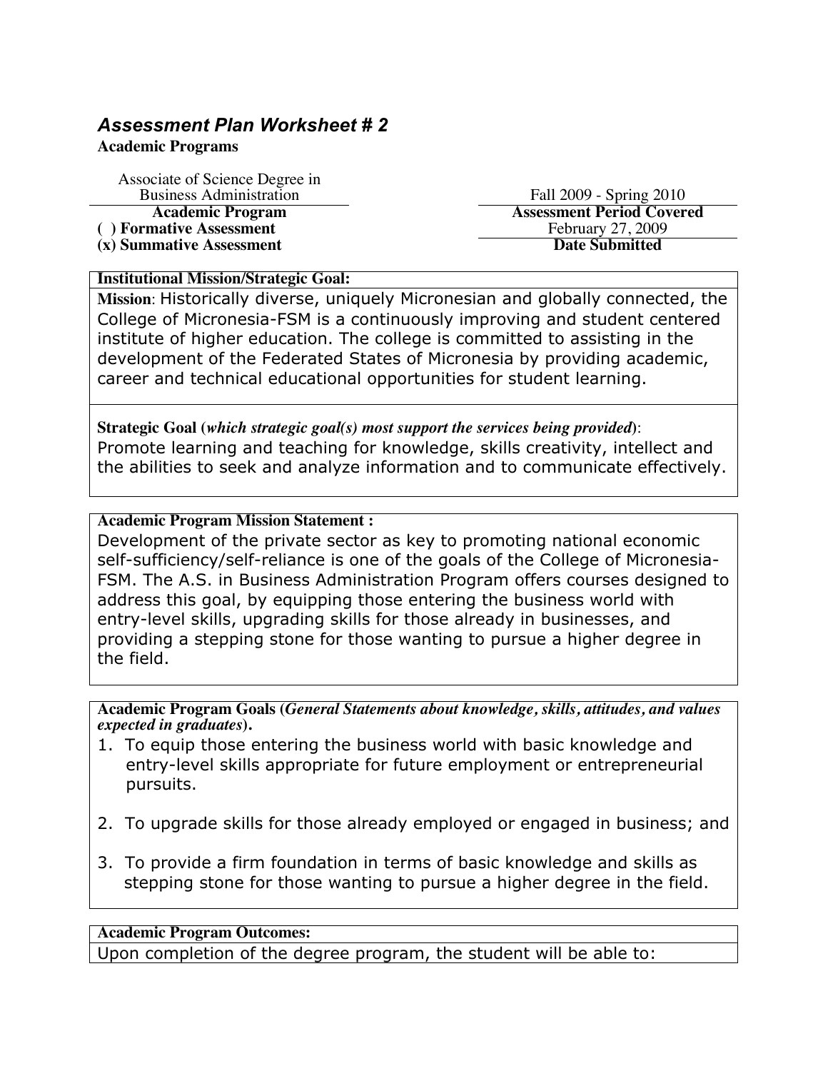## *Assessment Plan Worksheet # 2*

**Academic Programs**

| Associate of Science Degree in Business Administration | Fall 2009 - Spring 2010 |
|---|---|
| **Academic Program** | **Assessment Period Covered** |
| **( ) Formative Assessment** | February 27, 2009 |
| **(x) Summative Assessment** | **Date Submitted** |

**Institutional Mission/Strategic Goal:**

**Mission**: Historically diverse, uniquely Micronesian and globally connected, the College of Micronesia-FSM is a continuously improving and student centered institute of higher education. The college is committed to assisting in the development of the Federated States of Micronesia by providing academic, career and technical educational opportunities for student learning.

**Strategic Goal (*which strategic goal(s) most support the services being provided*)**: Promote learning and teaching for knowledge, skills creativity, intellect and the abilities to seek and analyze information and to communicate effectively.

**Academic Program Mission Statement :**

Development of the private sector as key to promoting national economic self-sufficiency/self-reliance is one of the goals of the College of Micronesia-FSM. The A.S. in Business Administration Program offers courses designed to address this goal, by equipping those entering the business world with entry-level skills, upgrading skills for those already in businesses, and providing a stepping stone for those wanting to pursue a higher degree in the field.

**Academic Program Goals (*General Statements about knowledge, skills, attitudes, and values expected in graduates*).**

1. To equip those entering the business world with basic knowledge and entry-level skills appropriate for future employment or entrepreneurial pursuits.
2. To upgrade skills for those already employed or engaged in business; and
3. To provide a firm foundation in terms of basic knowledge and skills as stepping stone for those wanting to pursue a higher degree in the field.

**Academic Program Outcomes:**

Upon completion of the degree program, the student will be able to: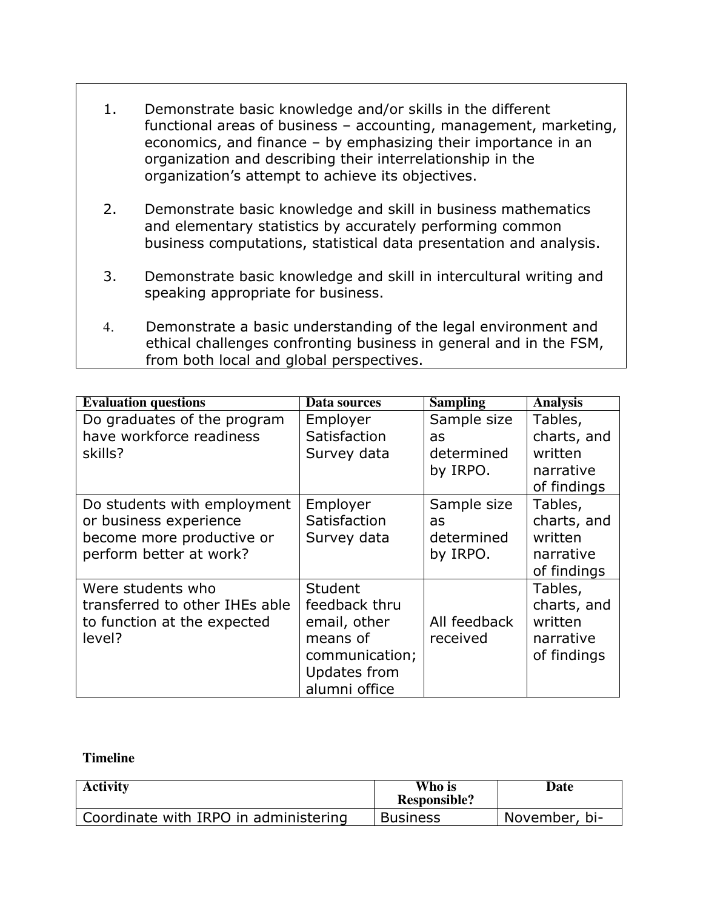1. Demonstrate basic knowledge and/or skills in the different functional areas of business – accounting, management, marketing, economics, and finance – by emphasizing their importance in an organization and describing their interrelationship in the organization's attempt to achieve its objectives.

2. Demonstrate basic knowledge and skill in business mathematics and elementary statistics by accurately performing common business computations, statistical data presentation and analysis.

3. Demonstrate basic knowledge and skill in intercultural writing and speaking appropriate for business.

4. Demonstrate a basic understanding of the legal environment and ethical challenges confronting business in general and in the FSM, from both local and global perspectives.

| Evaluation questions | Data sources | Sampling | Analysis |
|---|---|---|---|
| Do graduates of the program have workforce readiness skills? | Employer Satisfaction Survey data | Sample size as determined by IRPO. | Tables, charts, and written narrative of findings |
| Do students with employment or business experience become more productive or perform better at work? | Employer Satisfaction Survey data | Sample size as determined by IRPO. | Tables, charts, and written narrative of findings |
| Were students who transferred to other IHEs able to function at the expected level? | Student feedback thru email, other means of communication; Updates from alumni office | All feedback received | Tables, charts, and written narrative of findings |

**Timeline**

| Activity | Who is Responsible? | Date |
|---|---|---|
| Coordinate with IRPO in administering | Business | November, bi- |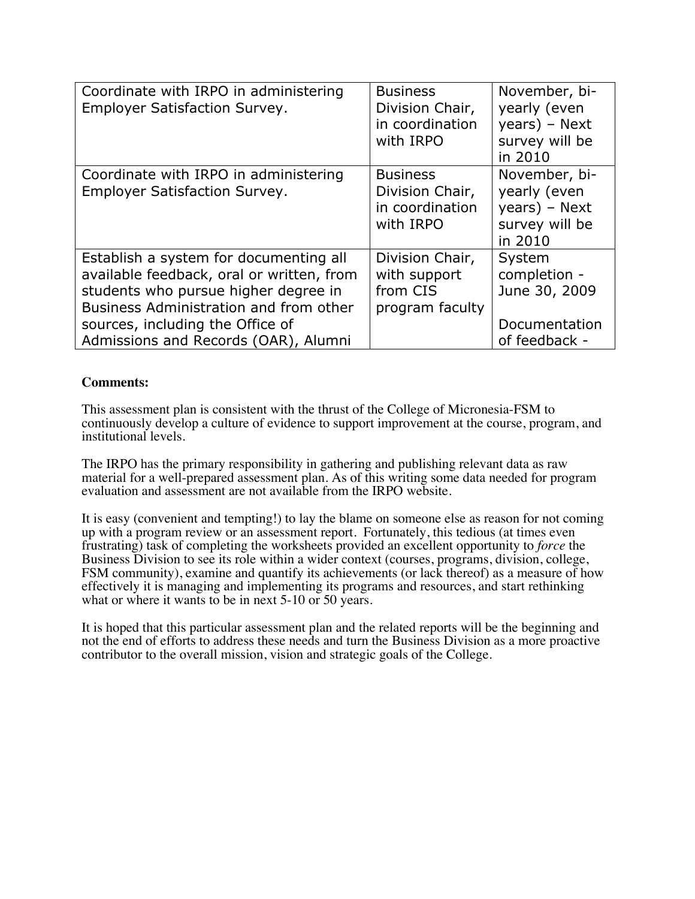| | | |
|---|---|---|
| Coordinate with IRPO in administering Employer Satisfaction Survey. | Business Division Chair, in coordination with IRPO | November, bi-yearly (even years) – Next survey will be in 2010 |
| Coordinate with IRPO in administering Employer Satisfaction Survey. | Business Division Chair, in coordination with IRPO | November, bi-yearly (even years) – Next survey will be in 2010 |
| Establish a system for documenting all available feedback, oral or written, from students who pursue higher degree in Business Administration and from other sources, including the Office of Admissions and Records (OAR), Alumni | Division Chair, with support from CIS program faculty | System completion - June 30, 2009<br><br>Documentation of feedback - |

**Comments:**

This assessment plan is consistent with the thrust of the College of Micronesia-FSM to continuously develop a culture of evidence to support improvement at the course, program, and institutional levels.

The IRPO has the primary responsibility in gathering and publishing relevant data as raw material for a well-prepared assessment plan. As of this writing some data needed for program evaluation and assessment are not available from the IRPO website.

It is easy (convenient and tempting!) to lay the blame on someone else as reason for not coming up with a program review or an assessment report. Fortunately, this tedious (at times even frustrating) task of completing the worksheets provided an excellent opportunity to *force* the Business Division to see its role within a wider context (courses, programs, division, college, FSM community), examine and quantify its achievements (or lack thereof) as a measure of how effectively it is managing and implementing its programs and resources, and start rethinking what or where it wants to be in next 5-10 or 50 years.

It is hoped that this particular assessment plan and the related reports will be the beginning and not the end of efforts to address these needs and turn the Business Division as a more proactive contributor to the overall mission, vision and strategic goals of the College.